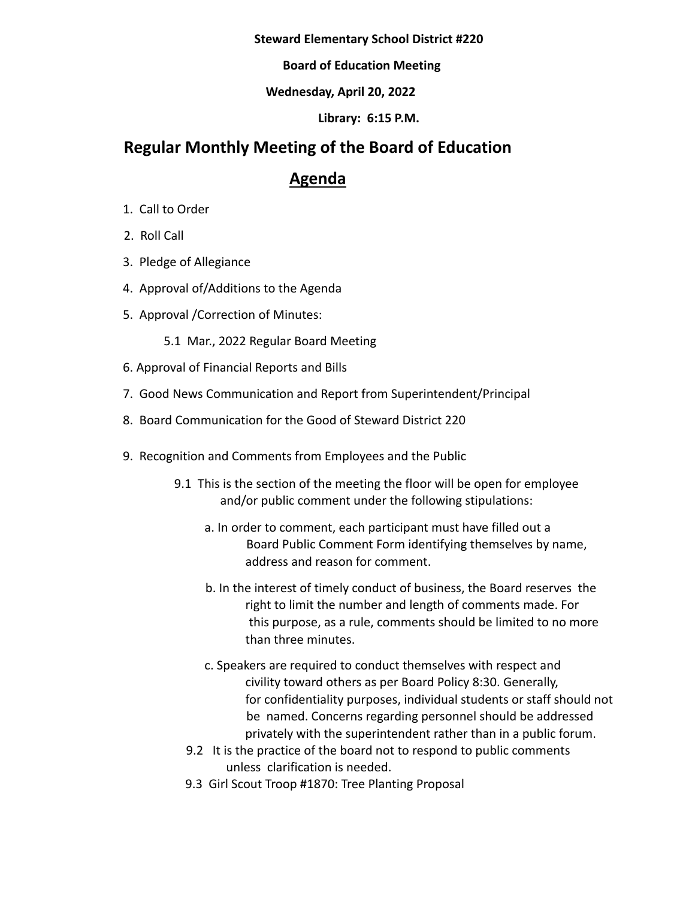**Steward Elementary School District #220**

**Board of Education Meeting**

**Wednesday, April 20, 2022**

**Library: 6:15 P.M.**

# Regular Monthly Meeting of the Board of Education

## Agenda

1. Call to Order
2. Roll Call
3. Pledge of Allegiance
4. Approval of/Additions to the Agenda
5. Approval /Correction of Minutes:
   - 5.1 Mar., 2022 Regular Board Meeting
6. Approval of Financial Reports and Bills
7. Good News Communication and Report from Superintendent/Principal
8. Board Communication for the Good of Steward District 220
9. Recognition and Comments from Employees and the Public
   - 9.1 This is the section of the meeting the floor will be open for employee and/or public comment under the following stipulations:
     - a. In order to comment, each participant must have filled out a Board Public Comment Form identifying themselves by name, address and reason for comment.
     - b. In the interest of timely conduct of business, the Board reserves the right to limit the number and length of comments made. For this purpose, as a rule, comments should be limited to no more than three minutes.
     - c. Speakers are required to conduct themselves with respect and civility toward others as per Board Policy 8:30. Generally, for confidentiality purposes, individual students or staff should not be named. Concerns regarding personnel should be addressed privately with the superintendent rather than in a public forum.
   - 9.2 It is the practice of the board not to respond to public comments unless clarification is needed.
   - 9.3 Girl Scout Troop #1870: Tree Planting Proposal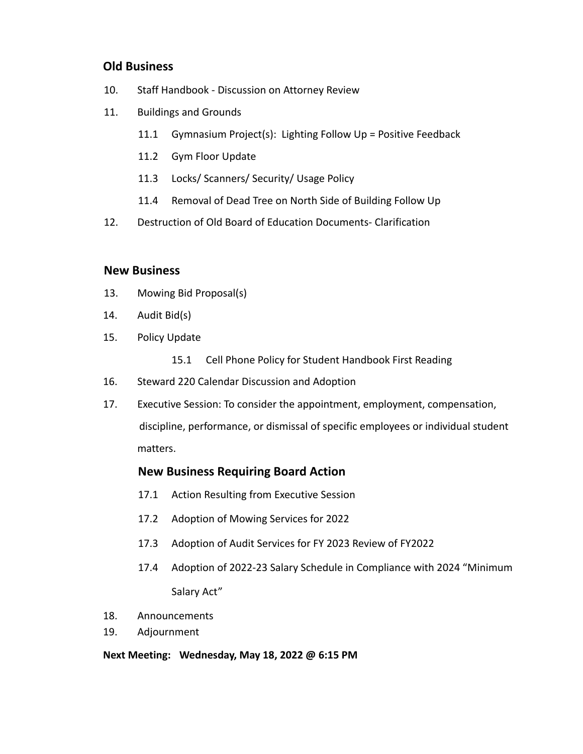## Old Business

10. Staff Handbook - Discussion on Attorney Review
11. Buildings and Grounds
    - 11.1 Gymnasium Project(s): Lighting Follow Up = Positive Feedback
    - 11.2 Gym Floor Update
    - 11.3 Locks/ Scanners/ Security/ Usage Policy
    - 11.4 Removal of Dead Tree on North Side of Building Follow Up
12. Destruction of Old Board of Education Documents- Clarification

## New Business

13. Mowing Bid Proposal(s)
14. Audit Bid(s)
15. Policy Update
    - 15.1 Cell Phone Policy for Student Handbook First Reading
16. Steward 220 Calendar Discussion and Adoption
17. Executive Session: To consider the appointment, employment, compensation, discipline, performance, or dismissal of specific employees or individual student matters.

### New Business Requiring Board Action

- 17.1 Action Resulting from Executive Session
- 17.2 Adoption of Mowing Services for 2022
- 17.3 Adoption of Audit Services for FY 2023 Review of FY2022
- 17.4 Adoption of 2022-23 Salary Schedule in Compliance with 2024 "Minimum Salary Act"

18. Announcements
19. Adjournment

**Next Meeting: Wednesday, May 18, 2022 @ 6:15 PM**